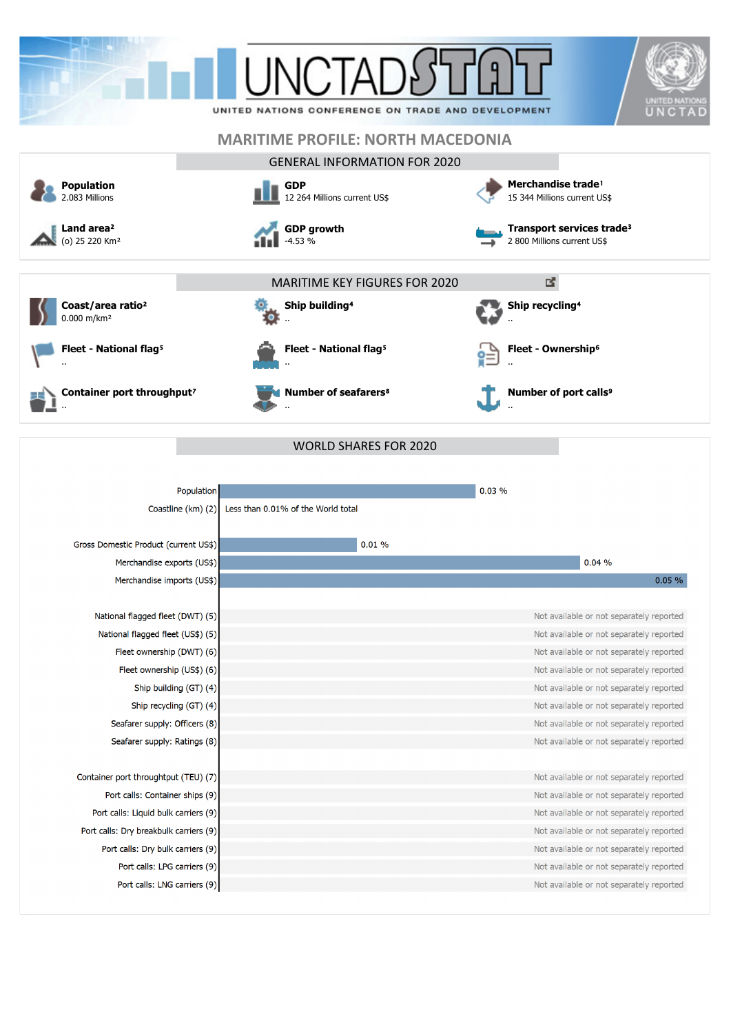UNCTADSTAT

UNITED NATIONS CONFERENCE ON TRADE AND DEVELOPMENT

# MARITIME PROFILE: NORTH MACEDONIA

## GENERAL INFORMATION FOR 2020

**Population**
2.083 Millions

**GDP**
12 264 Millions current US$

**Merchandise trade**[1]
15 344 Millions current US$

**Land area**[2]
(o) 25 220 Km²

**GDP growth**
-4.53 %

**Transport services trade**[3]
2 800 Millions current US$

## MARITIME KEY FIGURES FOR 2020

**Coast/area ratio**[2]
0.000 m/km²

**Ship building**[4]
..

**Ship recycling**[4]
..

**Fleet - National flag**[5]
..

**Fleet - National flag**[5]
..

**Fleet - Ownership**[6]
..

**Container port throughput**[7]
..

**Number of seafarers**[8]
..

**Number of port calls**[9]
..

## WORLD SHARES FOR 2020

| Indicator | World share |
|---|---|
| Population | 0.03 % |
| Coastline (km) (2) | Less than 0.01% of the World total |
| Gross Domestic Product (current US$) | 0.01 % |
| Merchandise exports (US$) | 0.04 % |
| Merchandise imports (US$) | 0.05 % |
| National flagged fleet (DWT) (5) | Not available or not separately reported |
| National flagged fleet (US$) (5) | Not available or not separately reported |
| Fleet ownership (DWT) (6) | Not available or not separately reported |
| Fleet ownership (US$) (6) | Not available or not separately reported |
| Ship building (GT) (4) | Not available or not separately reported |
| Ship recycling (GT) (4) | Not available or not separately reported |
| Seafarer supply: Officers (8) | Not available or not separately reported |
| Seafarer supply: Ratings (8) | Not available or not separately reported |
| Container port throughput (TEU) (7) | Not available or not separately reported |
| Port calls: Container ships (9) | Not available or not separately reported |
| Port calls: Liquid bulk carriers (9) | Not available or not separately reported |
| Port calls: Dry breakbulk carriers (9) | Not available or not separately reported |
| Port calls: Dry bulk carriers (9) | Not available or not separately reported |
| Port calls: LPG carriers (9) | Not available or not separately reported |
| Port calls: LNG carriers (9) | Not available or not separately reported |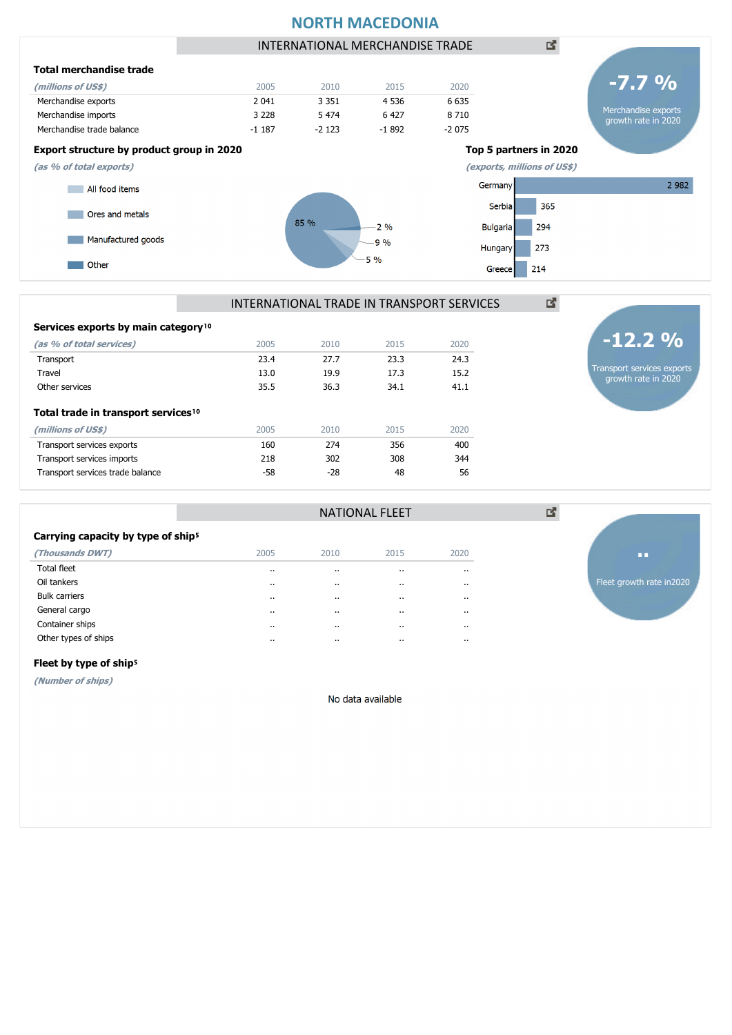# NORTH MACEDONIA

## INTERNATIONAL MERCHANDISE TRADE

**-7.7 %**
Merchandise exports growth rate in 2020

### Total merchandise trade

| *(millions of US$)* | 2005 | 2010 | 2015 | 2020 |
|---|---|---|---|---|
| Merchandise exports | 2 041 | 3 351 | 4 536 | 6 635 |
| Merchandise imports | 3 228 | 5 474 | 6 427 | 8 710 |
| Merchandise trade balance | -1 187 | -2 123 | -1 892 | -2 075 |

### Export structure by product group in 2020

*(as % of total exports)*

- All food items
- Ores and metals
- Manufactured goods
- Other

85 %, 2 %, 9 %, 5 %

### Top 5 partners in 2020

*(exports, millions of US$)*

| Partner | Exports |
|---|---|
| Germany | 2 982 |
| Serbia | 365 |
| Bulgaria | 294 |
| Hungary | 273 |
| Greece | 214 |

## INTERNATIONAL TRADE IN TRANSPORT SERVICES

**-12.2 %**
Transport services exports growth rate in 2020

### Services exports by main category[10]

| *(as % of total services)* | 2005 | 2010 | 2015 | 2020 |
|---|---|---|---|---|
| Transport | 23.4 | 27.7 | 23.3 | 24.3 |
| Travel | 13.0 | 19.9 | 17.3 | 15.2 |
| Other services | 35.5 | 36.3 | 34.1 | 41.1 |

### Total trade in transport services[10]

| *(millions of US$)* | 2005 | 2010 | 2015 | 2020 |
|---|---|---|---|---|
| Transport services exports | 160 | 274 | 356 | 400 |
| Transport services imports | 218 | 302 | 308 | 344 |
| Transport services trade balance | -58 | -28 | 48 | 56 |

## NATIONAL FLEET

**..**
Fleet growth rate in2020

### Carrying capacity by type of ship[5]

| *(Thousands DWT)* | 2005 | 2010 | 2015 | 2020 |
|---|---|---|---|---|
| Total fleet | .. | .. | .. | .. |
| Oil tankers | .. | .. | .. | .. |
| Bulk carriers | .. | .. | .. | .. |
| General cargo | .. | .. | .. | .. |
| Container ships | .. | .. | .. | .. |
| Other types of ships | .. | .. | .. | .. |

### Fleet by type of ship[5]

*(Number of ships)*

No data available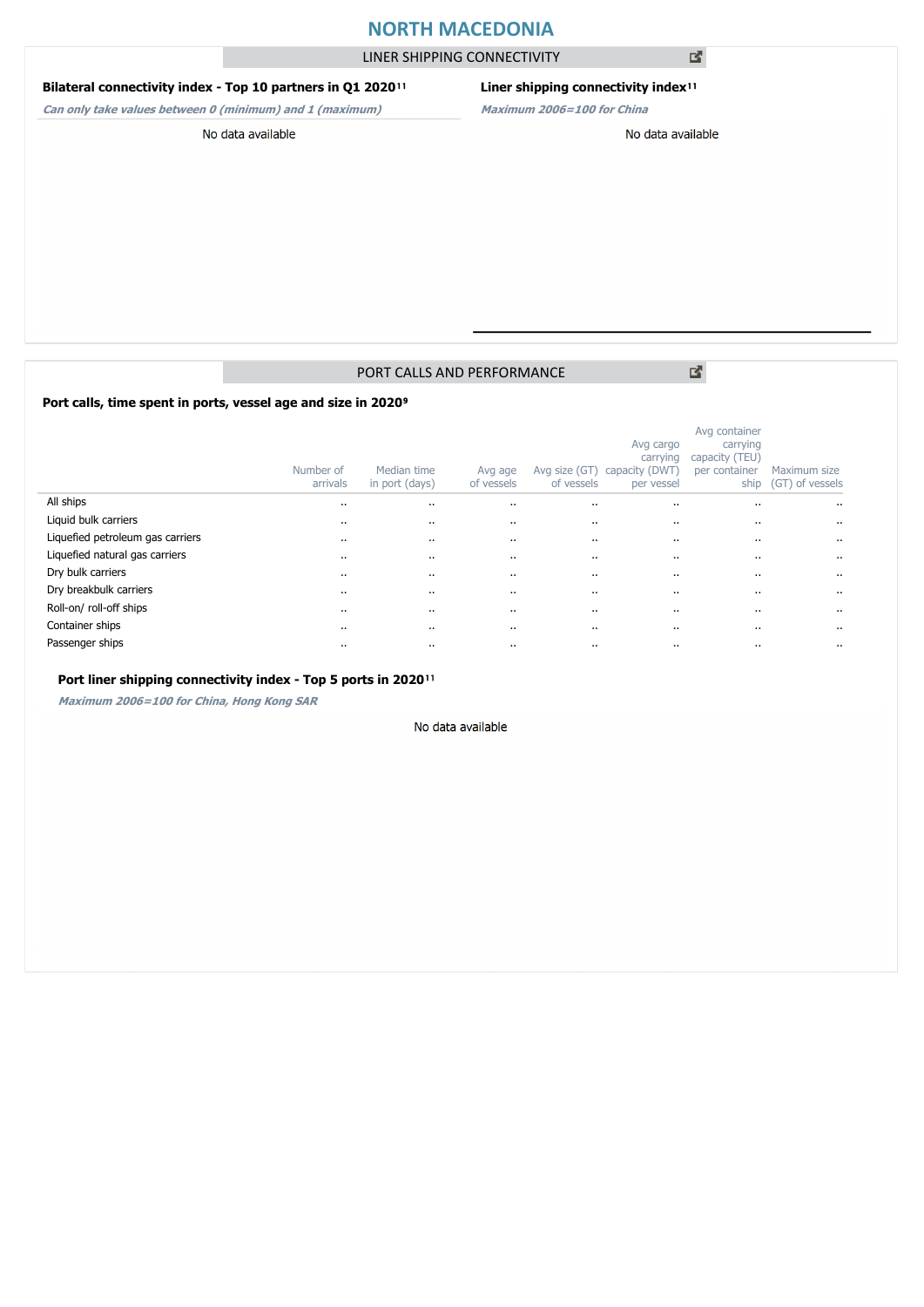# NORTH MACEDONIA

## LINER SHIPPING CONNECTIVITY

### Bilateral connectivity index - Top 10 partners in Q1 2020[11]

*Can only take values between 0 (minimum) and 1 (maximum)*

No data available

### Liner shipping connectivity index[11]

*Maximum 2006=100 for China*

No data available

## PORT CALLS AND PERFORMANCE

### Port calls, time spent in ports, vessel age and size in 2020[9]

| | Number of arrivals | Median time in port (days) | Avg age of vessels | Avg size (GT) of vessels | Avg cargo carrying capacity (DWT) per vessel | Avg container carrying capacity (TEU) per container ship | Maximum size (GT) of vessels |
|---|---|---|---|---|---|---|---|
| All ships | .. | .. | .. | .. | .. | .. | .. |
| Liquid bulk carriers | .. | .. | .. | .. | .. | .. | .. |
| Liquefied petroleum gas carriers | .. | .. | .. | .. | .. | .. | .. |
| Liquefied natural gas carriers | .. | .. | .. | .. | .. | .. | .. |
| Dry bulk carriers | .. | .. | .. | .. | .. | .. | .. |
| Dry breakbulk carriers | .. | .. | .. | .. | .. | .. | .. |
| Roll-on/ roll-off ships | .. | .. | .. | .. | .. | .. | .. |
| Container ships | .. | .. | .. | .. | .. | .. | .. |
| Passenger ships | .. | .. | .. | .. | .. | .. | .. |

### Port liner shipping connectivity index - Top 5 ports in 2020[11]

*Maximum 2006=100 for China, Hong Kong SAR*

No data available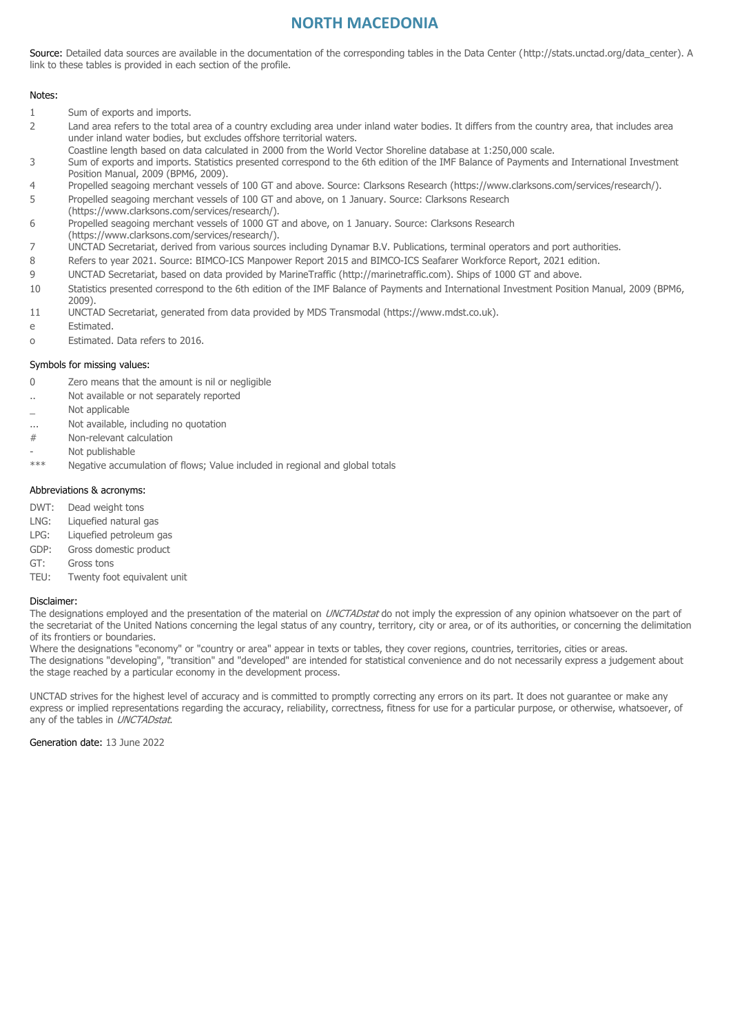# NORTH MACEDONIA

Source: Detailed data sources are available in the documentation of the corresponding tables in the Data Center (http://stats.unctad.org/data_center). A link to these tables is provided in each section of the profile.

Notes:

| | |
|---|---|
| 1 | Sum of exports and imports. |
| 2 | Land area refers to the total area of a country excluding area under inland water bodies. It differs from the country area, that includes area under inland water bodies, but excludes offshore territorial waters. Coastline length based on data calculated in 2000 from the World Vector Shoreline database at 1:250,000 scale. |
| 3 | Sum of exports and imports. Statistics presented correspond to the 6th edition of the IMF Balance of Payments and International Investment Position Manual, 2009 (BPM6, 2009). |
| 4 | Propelled seagoing merchant vessels of 100 GT and above. Source: Clarksons Research (https://www.clarksons.com/services/research/). |
| 5 | Propelled seagoing merchant vessels of 100 GT and above, on 1 January. Source: Clarksons Research (https://www.clarksons.com/services/research/). |
| 6 | Propelled seagoing merchant vessels of 1000 GT and above, on 1 January. Source: Clarksons Research (https://www.clarksons.com/services/research/). |
| 7 | UNCTAD Secretariat, derived from various sources including Dynamar B.V. Publications, terminal operators and port authorities. |
| 8 | Refers to year 2021. Source: BIMCO-ICS Manpower Report 2015 and BIMCO-ICS Seafarer Workforce Report, 2021 edition. |
| 9 | UNCTAD Secretariat, based on data provided by MarineTraffic (http://marinetraffic.com). Ships of 1000 GT and above. |
| 10 | Statistics presented correspond to the 6th edition of the IMF Balance of Payments and International Investment Position Manual, 2009 (BPM6, 2009). |
| 11 | UNCTAD Secretariat, generated from data provided by MDS Transmodal (https://www.mdst.co.uk). |
| e | Estimated. |
| o | Estimated. Data refers to 2016. |

Symbols for missing values:

| | |
|---|---|
| 0 | Zero means that the amount is nil or negligible |
| .. | Not available or not separately reported |
| _ | Not applicable |
| ... | Not available, including no quotation |
| # | Non-relevant calculation |
| - | Not publishable |
| *** | Negative accumulation of flows; Value included in regional and global totals |

Abbreviations & acronyms:

| | |
|---|---|
| DWT: | Dead weight tons |
| LNG: | Liquefied natural gas |
| LPG: | Liquefied petroleum gas |
| GDP: | Gross domestic product |
| GT: | Gross tons |
| TEU: | Twenty foot equivalent unit |

Disclaimer:
The designations employed and the presentation of the material on *UNCTADstat* do not imply the expression of any opinion whatsoever on the part of the secretariat of the United Nations concerning the legal status of any country, territory, city or area, or of its authorities, or concerning the delimitation of its frontiers or boundaries.
Where the designations "economy" or "country or area" appear in texts or tables, they cover regions, countries, territories, cities or areas.
The designations "developing", "transition" and "developed" are intended for statistical convenience and do not necessarily express a judgement about the stage reached by a particular economy in the development process.

UNCTAD strives for the highest level of accuracy and is committed to promptly correcting any errors on its part. It does not guarantee or make any express or implied representations regarding the accuracy, reliability, correctness, fitness for use for a particular purpose, or otherwise, whatsoever, of any of the tables in *UNCTADstat*.

Generation date: 13 June 2022